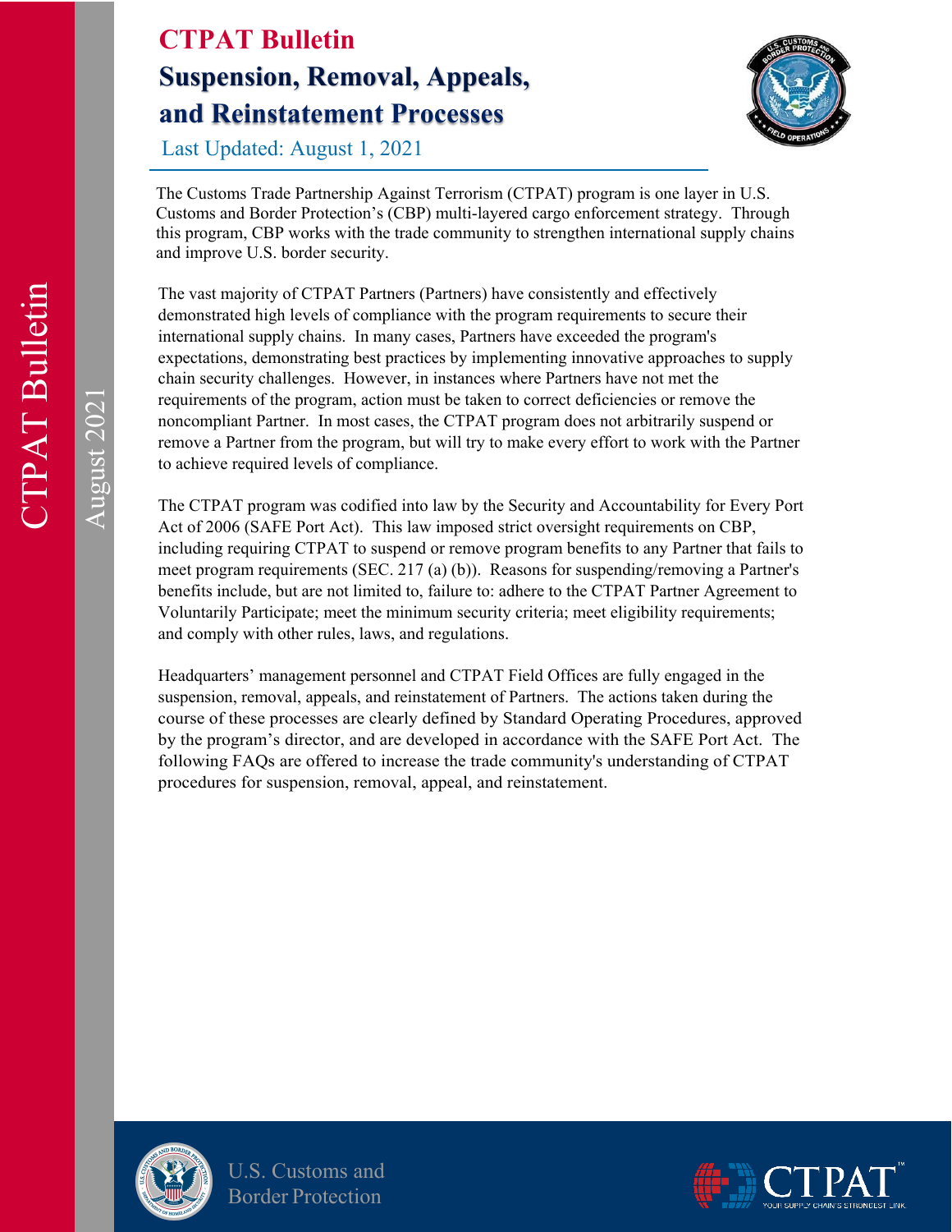# CTPAT Bulletin

## Suspension, Removal, Appeals, and Reinstatement Processes

Last Updated: August 1, 2021

The Customs Trade Partnership Against Terrorism (CTPAT) program is one layer in U.S. Customs and Border Protection's (CBP) multi-layered cargo enforcement strategy. Through this program, CBP works with the trade community to strengthen international supply chains and improve U.S. border security.

The vast majority of CTPAT Partners (Partners) have consistently and effectively demonstrated high levels of compliance with the program requirements to secure their international supply chains. In many cases, Partners have exceeded the program's expectations, demonstrating best practices by implementing innovative approaches to supply chain security challenges. However, in instances where Partners have not met the requirements of the program, action must be taken to correct deficiencies or remove the noncompliant Partner. In most cases, the CTPAT program does not arbitrarily suspend or remove a Partner from the program, but will try to make every effort to work with the Partner to achieve required levels of compliance.

The CTPAT program was codified into law by the Security and Accountability for Every Port Act of 2006 (SAFE Port Act). This law imposed strict oversight requirements on CBP, including requiring CTPAT to suspend or remove program benefits to any Partner that fails to meet program requirements (SEC. 217 (a) (b)). Reasons for suspending/removing a Partner's benefits include, but are not limited to, failure to: adhere to the CTPAT Partner Agreement to Voluntarily Participate; meet the minimum security criteria; meet eligibility requirements; and comply with other rules, laws, and regulations.

Headquarters' management personnel and CTPAT Field Offices are fully engaged in the suspension, removal, appeals, and reinstatement of Partners. The actions taken during the course of these processes are clearly defined by Standard Operating Procedures, approved by the program's director, and are developed in accordance with the SAFE Port Act. The following FAQs are offered to increase the trade community's understanding of CTPAT procedures for suspension, removal, appeal, and reinstatement.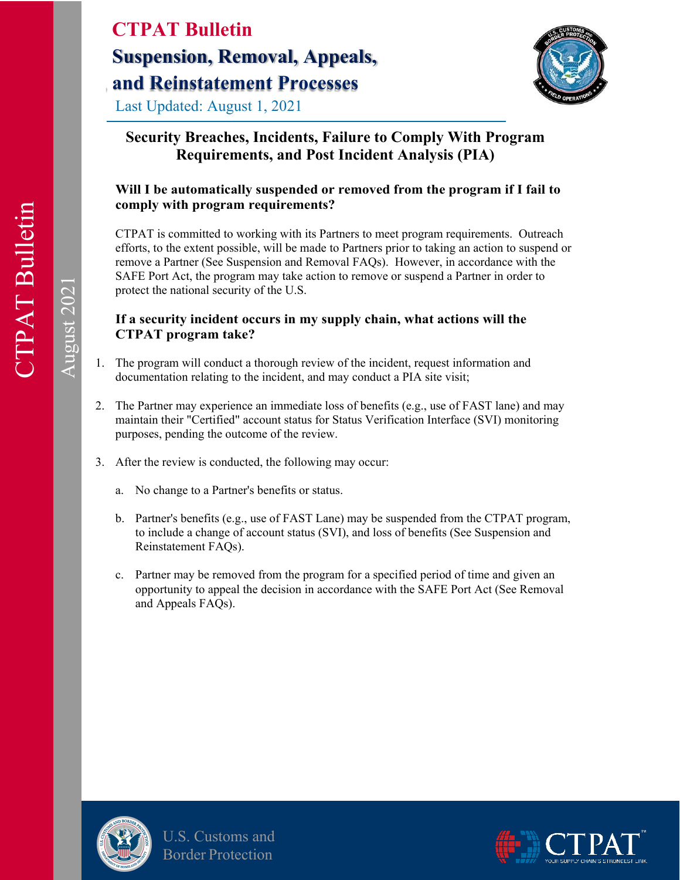# CTPAT Bulletin

# Suspension, Removal, Appeals, and Reinstatement Processes

Last Updated: August 1, 2021

## Security Breaches, Incidents, Failure to Comply With Program Requirements, and Post Incident Analysis (PIA)

### Will I be automatically suspended or removed from the program if I fail to comply with program requirements?

CTPAT is committed to working with its Partners to meet program requirements. Outreach efforts, to the extent possible, will be made to Partners prior to taking an action to suspend or remove a Partner (See Suspension and Removal FAQs). However, in accordance with the SAFE Port Act, the program may take action to remove or suspend a Partner in order to protect the national security of the U.S.

### If a security incident occurs in my supply chain, what actions will the CTPAT program take?

1. The program will conduct a thorough review of the incident, request information and documentation relating to the incident, and may conduct a PIA site visit;
2. The Partner may experience an immediate loss of benefits (e.g., use of FAST lane) and may maintain their "Certified" account status for Status Verification Interface (SVI) monitoring purposes, pending the outcome of the review.
3. After the review is conducted, the following may occur:
   a. No change to a Partner's benefits or status.
   b. Partner's benefits (e.g., use of FAST Lane) may be suspended from the CTPAT program, to include a change of account status (SVI), and loss of benefits (See Suspension and Reinstatement FAQs).
   c. Partner may be removed from the program for a specified period of time and given an opportunity to appeal the decision in accordance with the SAFE Port Act (See Removal and Appeals FAQs).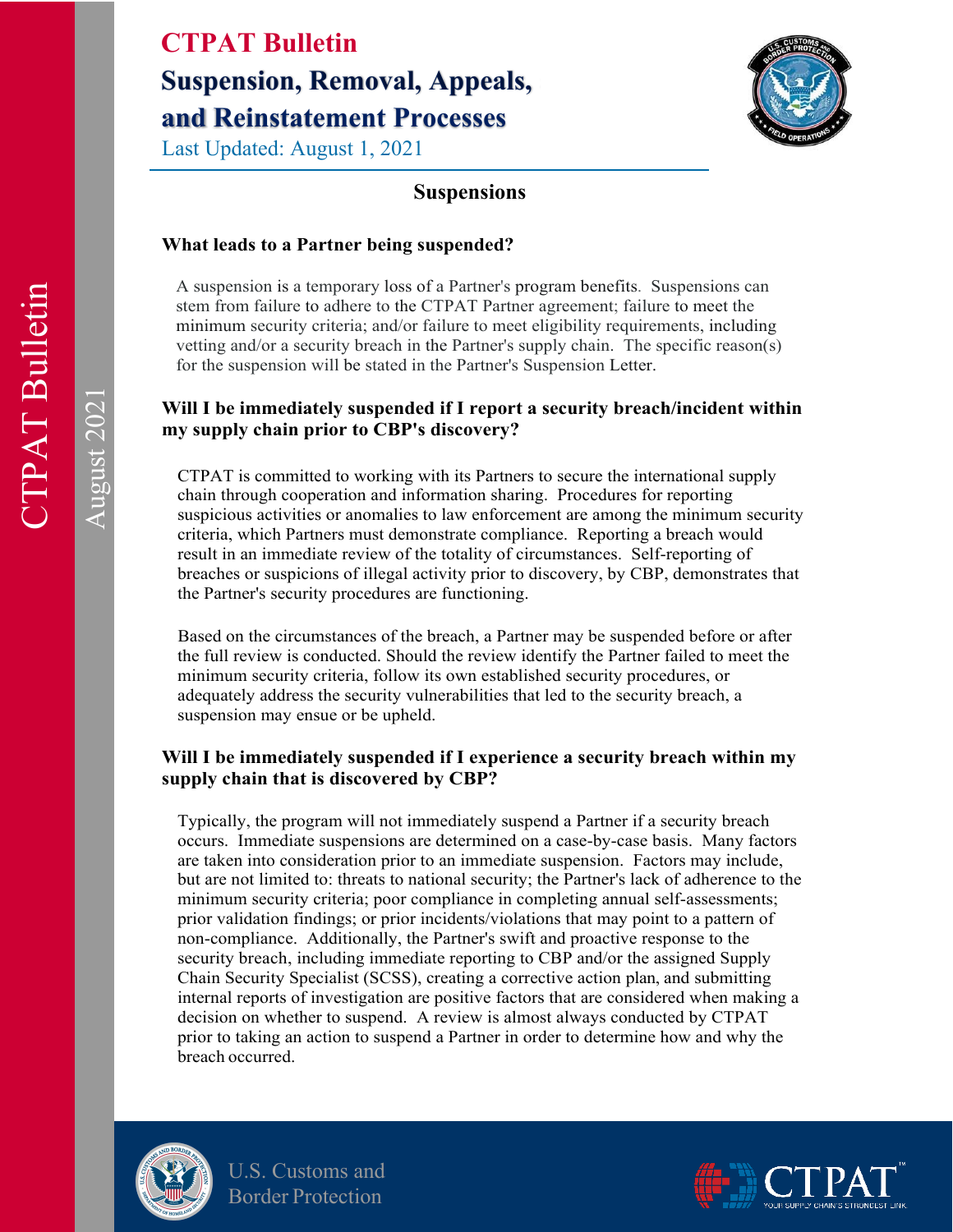# CTPAT Bulletin

## Suspension, Removal, Appeals, and Reinstatement Processes

Last Updated: August 1, 2021

### Suspensions

**What leads to a Partner being suspended?**

A suspension is a temporary loss of a Partner's program benefits. Suspensions can stem from failure to adhere to the CTPAT Partner agreement; failure to meet the minimum security criteria; and/or failure to meet eligibility requirements, including vetting and/or a security breach in the Partner's supply chain. The specific reason(s) for the suspension will be stated in the Partner's Suspension Letter.

**Will I be immediately suspended if I report a security breach/incident within my supply chain prior to CBP's discovery?**

CTPAT is committed to working with its Partners to secure the international supply chain through cooperation and information sharing. Procedures for reporting suspicious activities or anomalies to law enforcement are among the minimum security criteria, which Partners must demonstrate compliance. Reporting a breach would result in an immediate review of the totality of circumstances. Self-reporting of breaches or suspicions of illegal activity prior to discovery, by CBP, demonstrates that the Partner's security procedures are functioning.

Based on the circumstances of the breach, a Partner may be suspended before or after the full review is conducted. Should the review identify the Partner failed to meet the minimum security criteria, follow its own established security procedures, or adequately address the security vulnerabilities that led to the security breach, a suspension may ensue or be upheld.

**Will I be immediately suspended if I experience a security breach within my supply chain that is discovered by CBP?**

Typically, the program will not immediately suspend a Partner if a security breach occurs. Immediate suspensions are determined on a case-by-case basis. Many factors are taken into consideration prior to an immediate suspension. Factors may include, but are not limited to: threats to national security; the Partner's lack of adherence to the minimum security criteria; poor compliance in completing annual self-assessments; prior validation findings; or prior incidents/violations that may point to a pattern of non-compliance. Additionally, the Partner's swift and proactive response to the security breach, including immediate reporting to CBP and/or the assigned Supply Chain Security Specialist (SCSS), creating a corrective action plan, and submitting internal reports of investigation are positive factors that are considered when making a decision on whether to suspend. A review is almost always conducted by CTPAT prior to taking an action to suspend a Partner in order to determine how and why the breach occurred.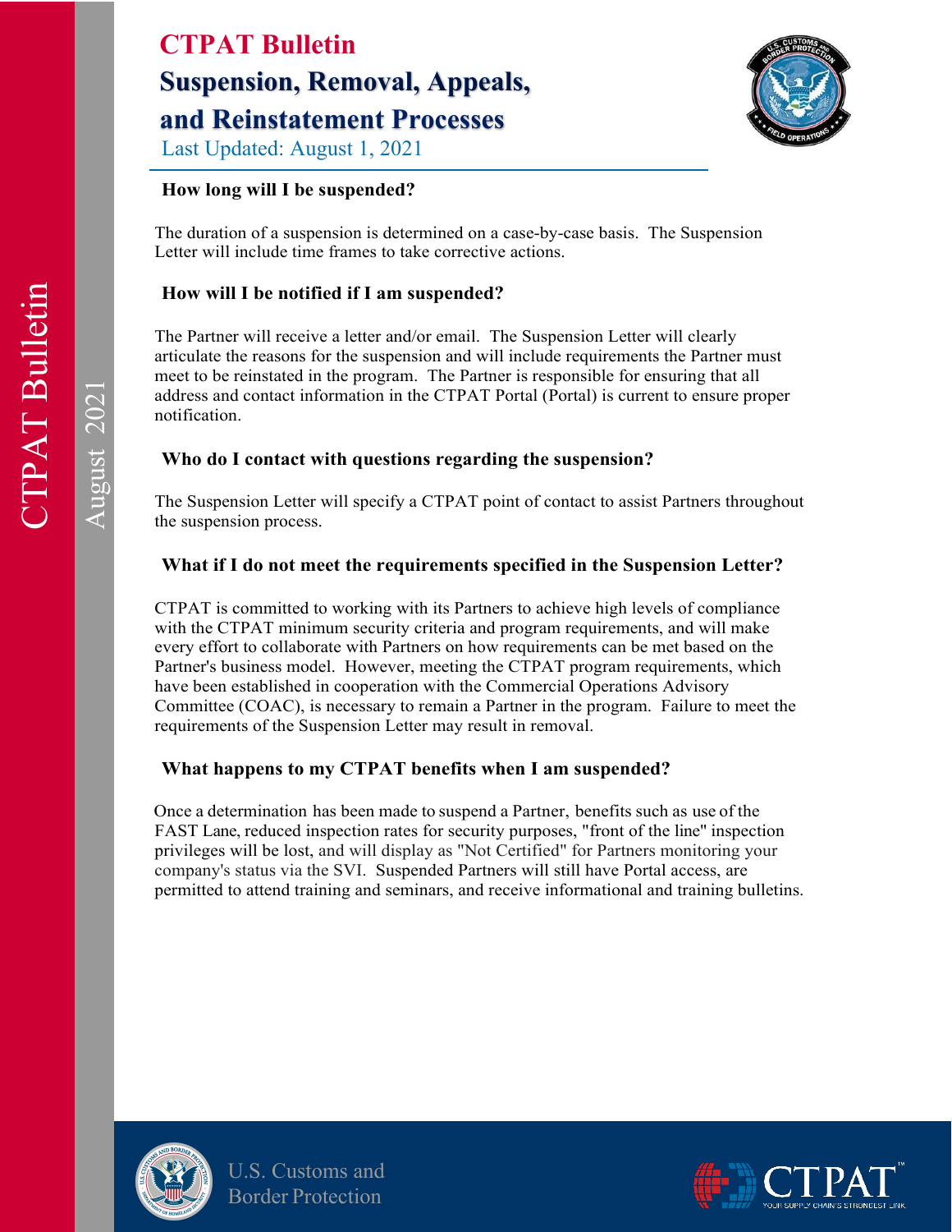### How long will I be suspended?

The duration of a suspension is determined on a case-by-case basis. The Suspension Letter will include time frames to take corrective actions.

### How will I be notified if I am suspended?

The Partner will receive a letter and/or email. The Suspension Letter will clearly articulate the reasons for the suspension and will include requirements the Partner must meet to be reinstated in the program. The Partner is responsible for ensuring that all address and contact information in the CTPAT Portal (Portal) is current to ensure proper notification.

### Who do I contact with questions regarding the suspension?

The Suspension Letter will specify a CTPAT point of contact to assist Partners throughout the suspension process.

### What if I do not meet the requirements specified in the Suspension Letter?

CTPAT is committed to working with its Partners to achieve high levels of compliance with the CTPAT minimum security criteria and program requirements, and will make every effort to collaborate with Partners on how requirements can be met based on the Partner's business model. However, meeting the CTPAT program requirements, which have been established in cooperation with the Commercial Operations Advisory Committee (COAC), is necessary to remain a Partner in the program. Failure to meet the requirements of the Suspension Letter may result in removal.

### What happens to my CTPAT benefits when I am suspended?

Once a determination has been made to suspend a Partner, benefits such as use of the FAST Lane, reduced inspection rates for security purposes, "front of the line" inspection privileges will be lost, and will display as "Not Certified" for Partners monitoring your company's status via the SVI. Suspended Partners will still have Portal access, are permitted to attend training and seminars, and receive informational and training bulletins.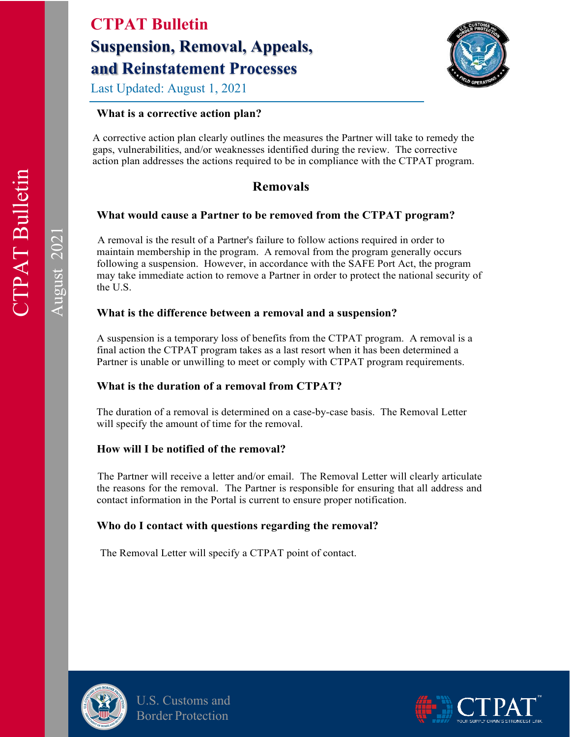#### What is a corrective action plan?

A corrective action plan clearly outlines the measures the Partner will take to remedy the gaps, vulnerabilities, and/or weaknesses identified during the review. The corrective action plan addresses the actions required to be in compliance with the CTPAT program.

## Removals

#### What would cause a Partner to be removed from the CTPAT program?

A removal is the result of a Partner's failure to follow actions required in order to maintain membership in the program. A removal from the program generally occurs following a suspension. However, in accordance with the SAFE Port Act, the program may take immediate action to remove a Partner in order to protect the national security of the U.S.

#### What is the difference between a removal and a suspension?

A suspension is a temporary loss of benefits from the CTPAT program. A removal is a final action the CTPAT program takes as a last resort when it has been determined a Partner is unable or unwilling to meet or comply with CTPAT program requirements.

#### What is the duration of a removal from CTPAT?

The duration of a removal is determined on a case-by-case basis. The Removal Letter will specify the amount of time for the removal.

#### How will I be notified of the removal?

The Partner will receive a letter and/or email. The Removal Letter will clearly articulate the reasons for the removal. The Partner is responsible for ensuring that all address and contact information in the Portal is current to ensure proper notification.

#### Who do I contact with questions regarding the removal?

The Removal Letter will specify a CTPAT point of contact.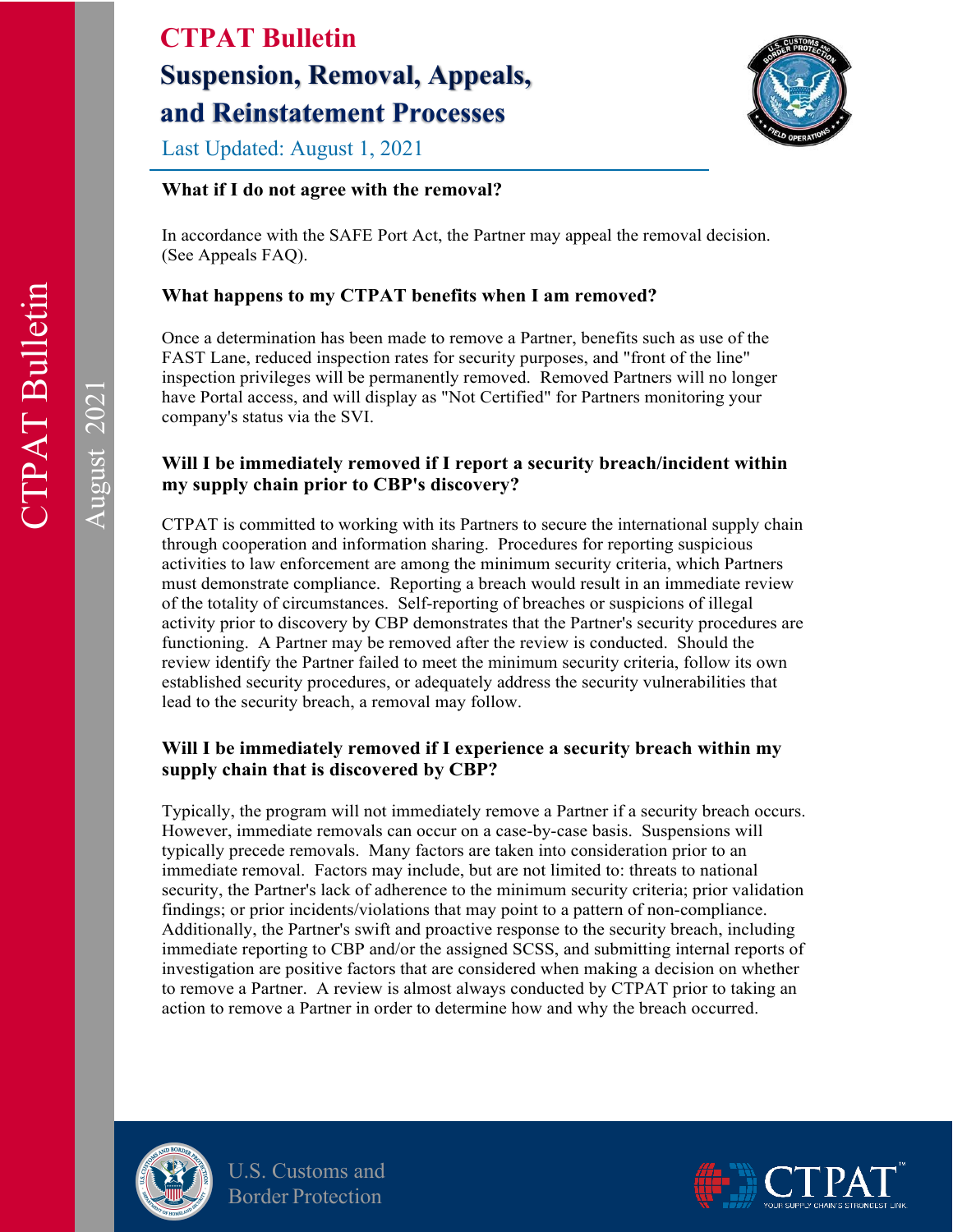### What if I do not agree with the removal?

In accordance with the SAFE Port Act, the Partner may appeal the removal decision. (See Appeals FAQ).

### What happens to my CTPAT benefits when I am removed?

Once a determination has been made to remove a Partner, benefits such as use of the FAST Lane, reduced inspection rates for security purposes, and "front of the line" inspection privileges will be permanently removed. Removed Partners will no longer have Portal access, and will display as "Not Certified" for Partners monitoring your company's status via the SVI.

### Will I be immediately removed if I report a security breach/incident within my supply chain prior to CBP's discovery?

CTPAT is committed to working with its Partners to secure the international supply chain through cooperation and information sharing. Procedures for reporting suspicious activities to law enforcement are among the minimum security criteria, which Partners must demonstrate compliance. Reporting a breach would result in an immediate review of the totality of circumstances. Self-reporting of breaches or suspicions of illegal activity prior to discovery by CBP demonstrates that the Partner's security procedures are functioning. A Partner may be removed after the review is conducted. Should the review identify the Partner failed to meet the minimum security criteria, follow its own established security procedures, or adequately address the security vulnerabilities that lead to the security breach, a removal may follow.

### Will I be immediately removed if I experience a security breach within my supply chain that is discovered by CBP?

Typically, the program will not immediately remove a Partner if a security breach occurs. However, immediate removals can occur on a case-by-case basis. Suspensions will typically precede removals. Many factors are taken into consideration prior to an immediate removal. Factors may include, but are not limited to: threats to national security, the Partner's lack of adherence to the minimum security criteria; prior validation findings; or prior incidents/violations that may point to a pattern of non-compliance. Additionally, the Partner's swift and proactive response to the security breach, including immediate reporting to CBP and/or the assigned SCSS, and submitting internal reports of investigation are positive factors that are considered when making a decision on whether to remove a Partner. A review is almost always conducted by CTPAT prior to taking an action to remove a Partner in order to determine how and why the breach occurred.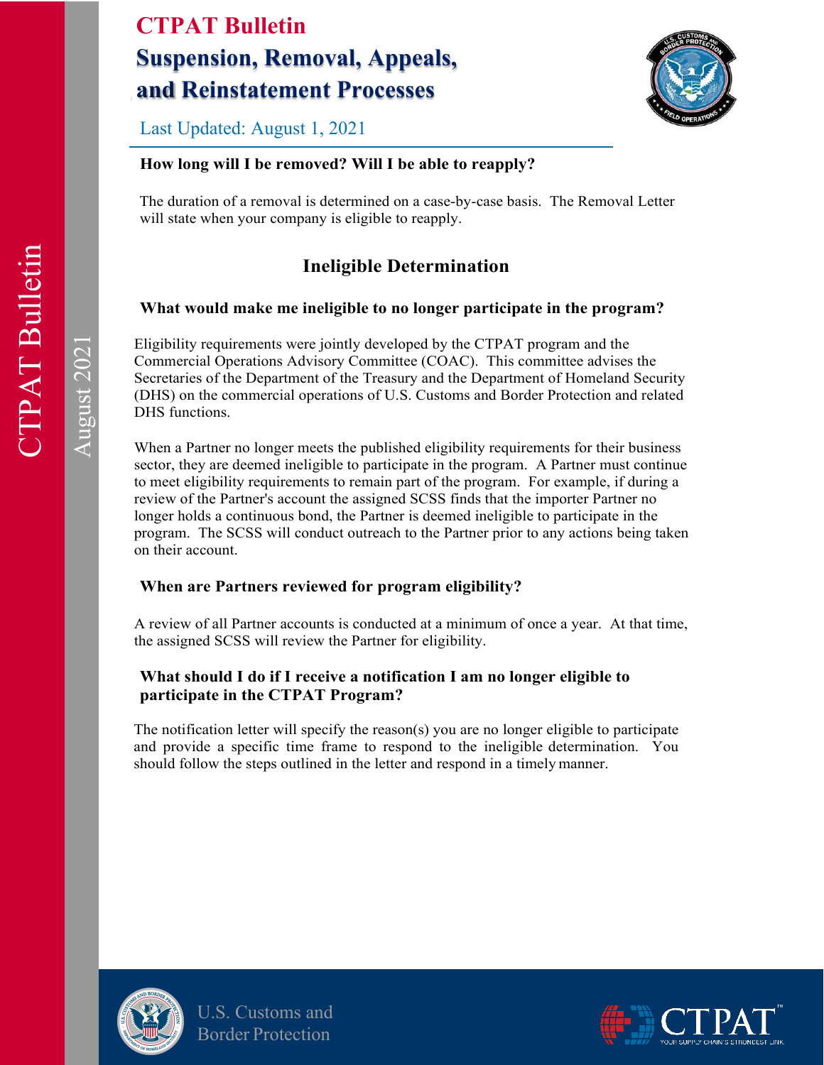### How long will I be removed? Will I be able to reapply?

The duration of a removal is determined on a case-by-case basis. The Removal Letter will state when your company is eligible to reapply.

## Ineligible Determination

### What would make me ineligible to no longer participate in the program?

Eligibility requirements were jointly developed by the CTPAT program and the Commercial Operations Advisory Committee (COAC). This committee advises the Secretaries of the Department of the Treasury and the Department of Homeland Security (DHS) on the commercial operations of U.S. Customs and Border Protection and related DHS functions.

When a Partner no longer meets the published eligibility requirements for their business sector, they are deemed ineligible to participate in the program. A Partner must continue to meet eligibility requirements to remain part of the program. For example, if during a review of the Partner's account the assigned SCSS finds that the importer Partner no longer holds a continuous bond, the Partner is deemed ineligible to participate in the program. The SCSS will conduct outreach to the Partner prior to any actions being taken on their account.

### When are Partners reviewed for program eligibility?

A review of all Partner accounts is conducted at a minimum of once a year. At that time, the assigned SCSS will review the Partner for eligibility.

### What should I do if I receive a notification I am no longer eligible to participate in the CTPAT Program?

The notification letter will specify the reason(s) you are no longer eligible to participate and provide a specific time frame to respond to the ineligible determination. You should follow the steps outlined in the letter and respond in a timely manner.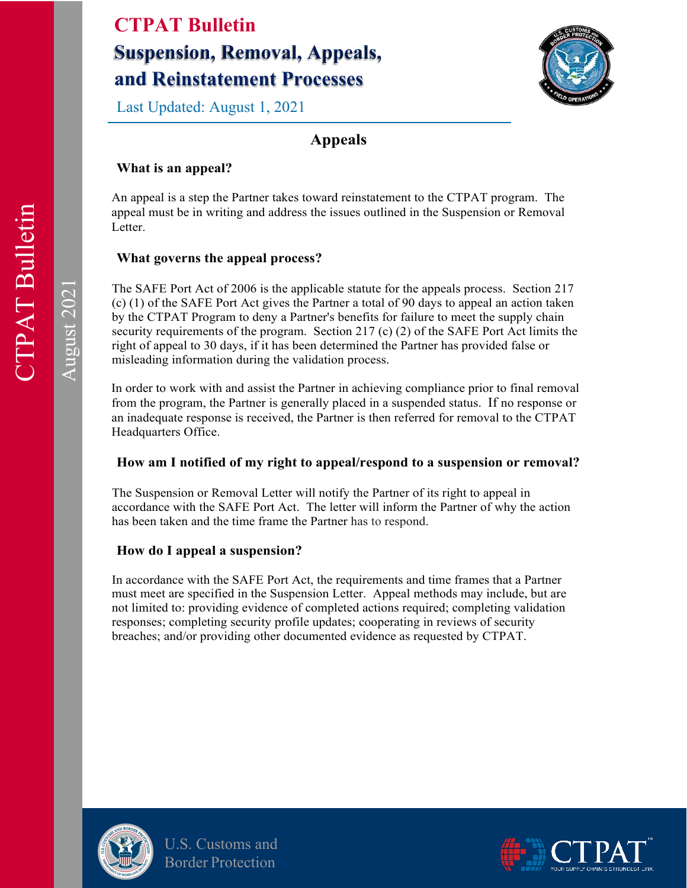## Appeals

### What is an appeal?

An appeal is a step the Partner takes toward reinstatement to the CTPAT program. The appeal must be in writing and address the issues outlined in the Suspension or Removal Letter.

### What governs the appeal process?

The SAFE Port Act of 2006 is the applicable statute for the appeals process. Section 217 (c) (1) of the SAFE Port Act gives the Partner a total of 90 days to appeal an action taken by the CTPAT Program to deny a Partner's benefits for failure to meet the supply chain security requirements of the program. Section 217 (c) (2) of the SAFE Port Act limits the right of appeal to 30 days, if it has been determined the Partner has provided false or misleading information during the validation process.

In order to work with and assist the Partner in achieving compliance prior to final removal from the program, the Partner is generally placed in a suspended status. If no response or an inadequate response is received, the Partner is then referred for removal to the CTPAT Headquarters Office.

### How am I notified of my right to appeal/respond to a suspension or removal?

The Suspension or Removal Letter will notify the Partner of its right to appeal in accordance with the SAFE Port Act. The letter will inform the Partner of why the action has been taken and the time frame the Partner has to respond.

### How do I appeal a suspension?

In accordance with the SAFE Port Act, the requirements and time frames that a Partner must meet are specified in the Suspension Letter. Appeal methods may include, but are not limited to: providing evidence of completed actions required; completing validation responses; completing security profile updates; cooperating in reviews of security breaches; and/or providing other documented evidence as requested by CTPAT.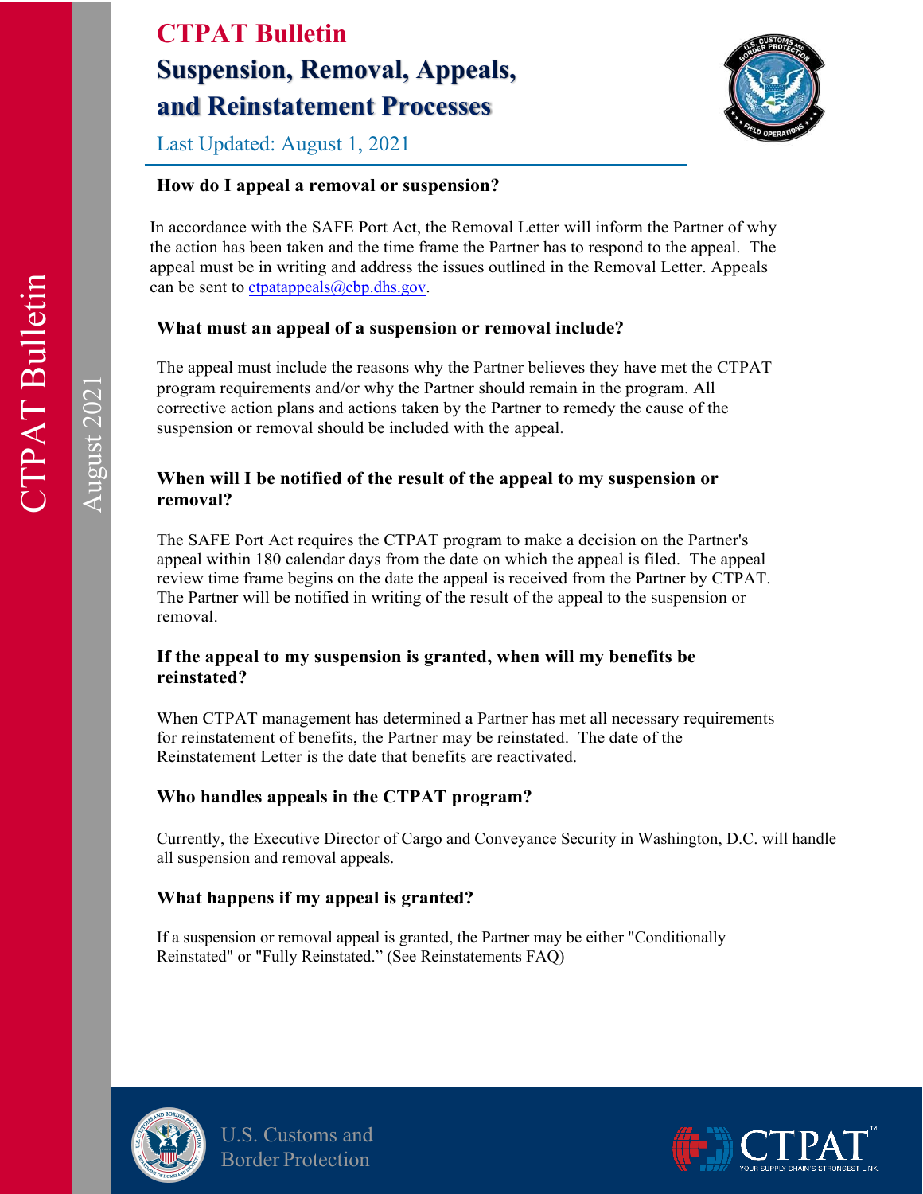# CTPAT Bulletin

## Suspension, Removal, Appeals, and Reinstatement Processes

Last Updated: August 1, 2021

### How do I appeal a removal or suspension?

In accordance with the SAFE Port Act, the Removal Letter will inform the Partner of why the action has been taken and the time frame the Partner has to respond to the appeal. The appeal must be in writing and address the issues outlined in the Removal Letter. Appeals can be sent to ctpatappeals@cbp.dhs.gov.

### What must an appeal of a suspension or removal include?

The appeal must include the reasons why the Partner believes they have met the CTPAT program requirements and/or why the Partner should remain in the program. All corrective action plans and actions taken by the Partner to remedy the cause of the suspension or removal should be included with the appeal.

### When will I be notified of the result of the appeal to my suspension or removal?

The SAFE Port Act requires the CTPAT program to make a decision on the Partner's appeal within 180 calendar days from the date on which the appeal is filed. The appeal review time frame begins on the date the appeal is received from the Partner by CTPAT. The Partner will be notified in writing of the result of the appeal to the suspension or removal.

### If the appeal to my suspension is granted, when will my benefits be reinstated?

When CTPAT management has determined a Partner has met all necessary requirements for reinstatement of benefits, the Partner may be reinstated. The date of the Reinstatement Letter is the date that benefits are reactivated.

### Who handles appeals in the CTPAT program?

Currently, the Executive Director of Cargo and Conveyance Security in Washington, D.C. will handle all suspension and removal appeals.

### What happens if my appeal is granted?

If a suspension or removal appeal is granted, the Partner may be either "Conditionally Reinstated" or "Fully Reinstated." (See Reinstatements FAQ)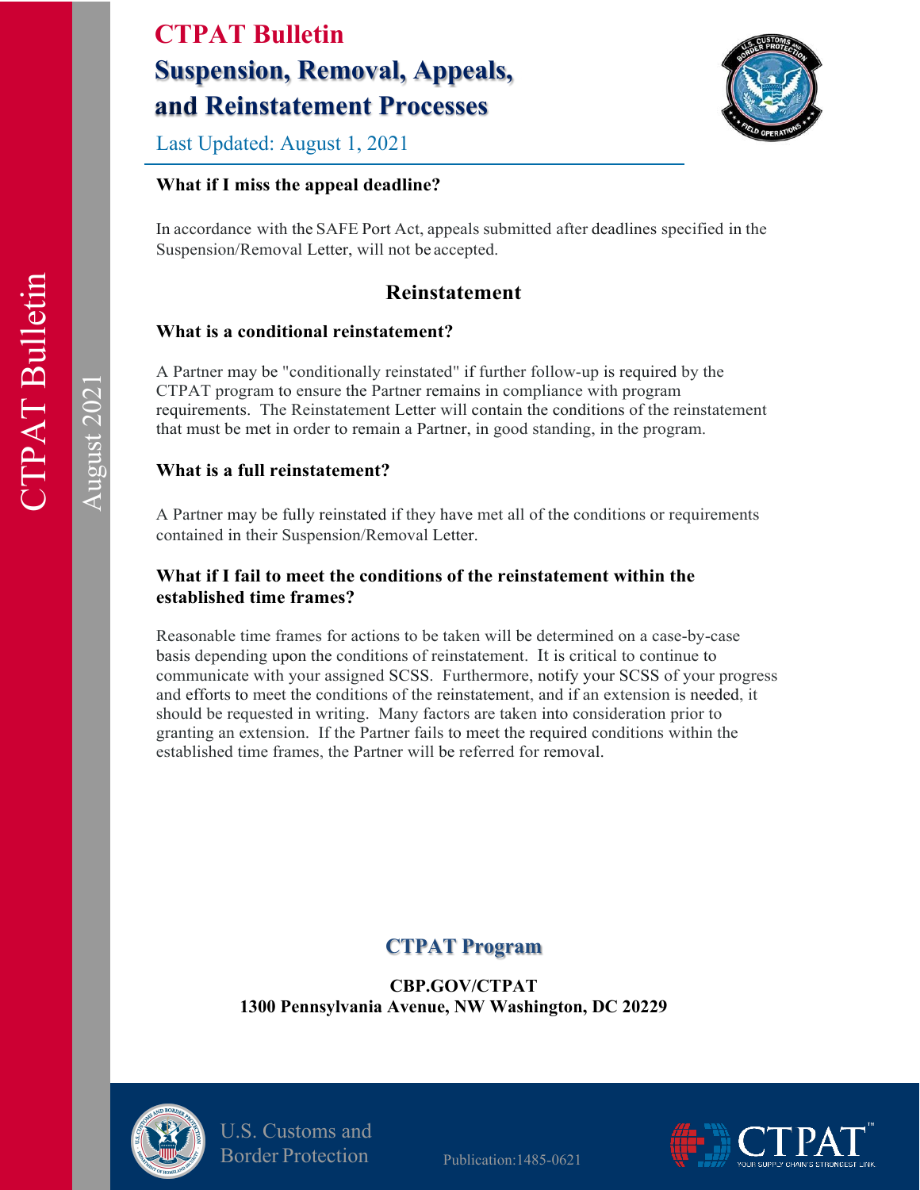### What if I miss the appeal deadline?

In accordance with the SAFE Port Act, appeals submitted after deadlines specified in the Suspension/Removal Letter, will not be accepted.

## Reinstatement

### What is a conditional reinstatement?

A Partner may be "conditionally reinstated" if further follow-up is required by the CTPAT program to ensure the Partner remains in compliance with program requirements. The Reinstatement Letter will contain the conditions of the reinstatement that must be met in order to remain a Partner, in good standing, in the program.

### What is a full reinstatement?

A Partner may be fully reinstated if they have met all of the conditions or requirements contained in their Suspension/Removal Letter.

### What if I fail to meet the conditions of the reinstatement within the established time frames?

Reasonable time frames for actions to be taken will be determined on a case-by-case basis depending upon the conditions of reinstatement. It is critical to continue to communicate with your assigned SCSS. Furthermore, notify your SCSS of your progress and efforts to meet the conditions of the reinstatement, and if an extension is needed, it should be requested in writing. Many factors are taken into consideration prior to granting an extension. If the Partner fails to meet the required conditions within the established time frames, the Partner will be referred for removal.

**CTPAT Program**

**CBP.GOV/CTPAT**
**1300 Pennsylvania Avenue, NW Washington, DC 20229**

U.S. Customs and Border Protection

Publication:1485-0621